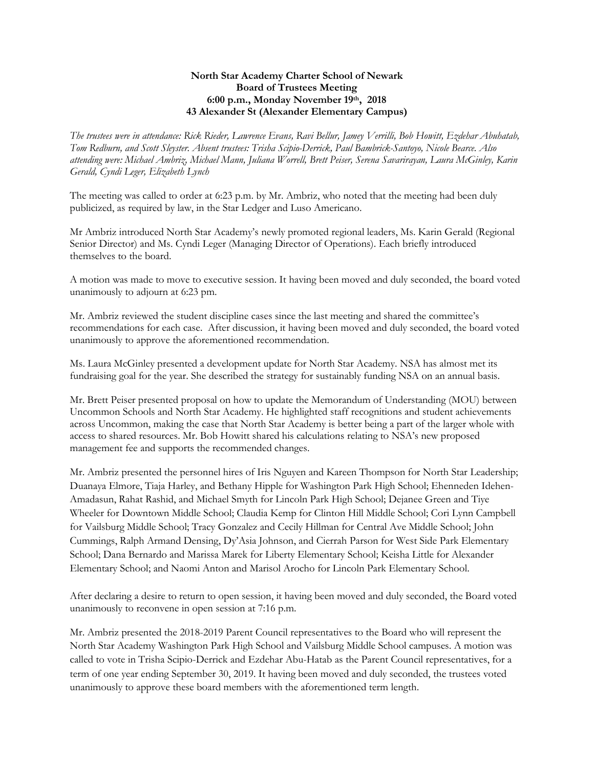**North Star Academy Charter School of Newark**
**Board of Trustees Meeting**
**6:00 p.m., Monday November 19th, 2018**
**43 Alexander St (Alexander Elementary Campus)**

*The trustees were in attendance: Rick Rieder, Lawrence Evans, Ravi Bellur, Jamey Verrilli, Bob Howitt, Ezdehar Abuhatab, Tom Redburn, and Scott Sleyster. Absent trustees: Trisha Scipio-Derrick, Paul Bambrick-Santoyo, Nicole Bearce. Also attending were: Michael Ambriz, Michael Mann, Juliana Worrell, Brett Peiser, Serena Savarirayan, Laura McGinley, Karin Gerald, Cyndi Leger, Elizabeth Lynch*

The meeting was called to order at 6:23 p.m. by Mr. Ambriz, who noted that the meeting had been duly publicized, as required by law, in the Star Ledger and Luso Americano.

Mr Ambriz introduced North Star Academy's newly promoted regional leaders, Ms. Karin Gerald (Regional Senior Director) and Ms. Cyndi Leger (Managing Director of Operations). Each briefly introduced themselves to the board.

A motion was made to move to executive session. It having been moved and duly seconded, the board voted unanimously to adjourn at 6:23 pm.

Mr. Ambriz reviewed the student discipline cases since the last meeting and shared the committee's recommendations for each case. After discussion, it having been moved and duly seconded, the board voted unanimously to approve the aforementioned recommendation.

Ms. Laura McGinley presented a development update for North Star Academy. NSA has almost met its fundraising goal for the year. She described the strategy for sustainably funding NSA on an annual basis.

Mr. Brett Peiser presented proposal on how to update the Memorandum of Understanding (MOU) between Uncommon Schools and North Star Academy. He highlighted staff recognitions and student achievements across Uncommon, making the case that North Star Academy is better being a part of the larger whole with access to shared resources. Mr. Bob Howitt shared his calculations relating to NSA's new proposed management fee and supports the recommended changes.

Mr. Ambriz presented the personnel hires of Iris Nguyen and Kareen Thompson for North Star Leadership; Duanaya Elmore, Tiaja Harley, and Bethany Hipple for Washington Park High School; Ehenneden Idehen-Amadasun, Rahat Rashid, and Michael Smyth for Lincoln Park High School; Dejanee Green and Tiye Wheeler for Downtown Middle School; Claudia Kemp for Clinton Hill Middle School; Cori Lynn Campbell for Vailsburg Middle School; Tracy Gonzalez and Cecily Hillman for Central Ave Middle School; John Cummings, Ralph Armand Densing, Dy'Asia Johnson, and Cierrah Parson for West Side Park Elementary School; Dana Bernardo and Marissa Marek for Liberty Elementary School; Keisha Little for Alexander Elementary School; and Naomi Anton and Marisol Arocho for Lincoln Park Elementary School.

After declaring a desire to return to open session, it having been moved and duly seconded, the Board voted unanimously to reconvene in open session at 7:16 p.m.

Mr. Ambriz presented the 2018-2019 Parent Council representatives to the Board who will represent the North Star Academy Washington Park High School and Vailsburg Middle School campuses. A motion was called to vote in Trisha Scipio-Derrick and Ezdehar Abu-Hatab as the Parent Council representatives, for a term of one year ending September 30, 2019. It having been moved and duly seconded, the trustees voted unanimously to approve these board members with the aforementioned term length.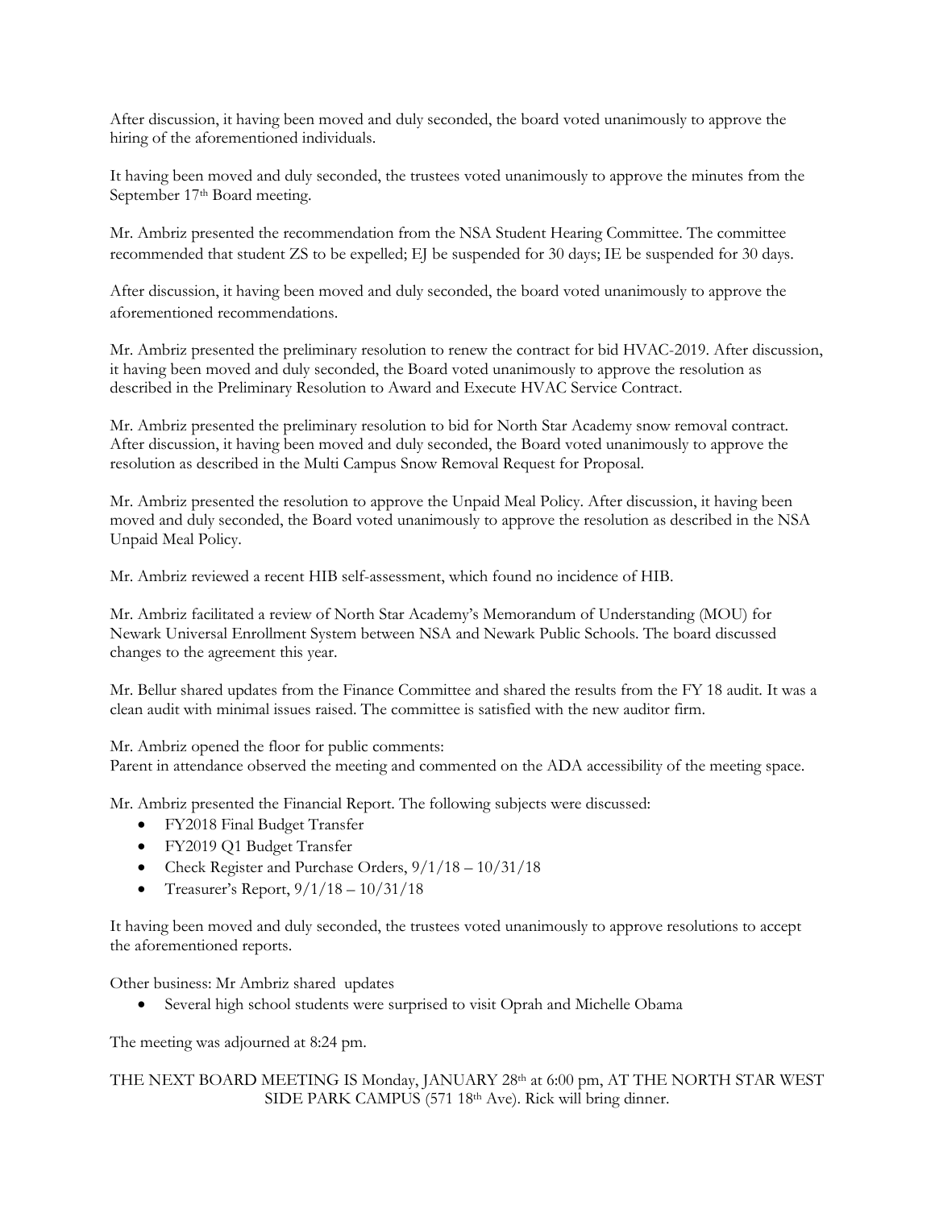After discussion, it having been moved and duly seconded, the board voted unanimously to approve the hiring of the aforementioned individuals.

It having been moved and duly seconded, the trustees voted unanimously to approve the minutes from the September 17th Board meeting.

Mr. Ambriz presented the recommendation from the NSA Student Hearing Committee. The committee recommended that student ZS to be expelled; EJ be suspended for 30 days; IE be suspended for 30 days.

After discussion, it having been moved and duly seconded, the board voted unanimously to approve the aforementioned recommendations.

Mr. Ambriz presented the preliminary resolution to renew the contract for bid HVAC-2019. After discussion, it having been moved and duly seconded, the Board voted unanimously to approve the resolution as described in the Preliminary Resolution to Award and Execute HVAC Service Contract.

Mr. Ambriz presented the preliminary resolution to bid for North Star Academy snow removal contract. After discussion, it having been moved and duly seconded, the Board voted unanimously to approve the resolution as described in the Multi Campus Snow Removal Request for Proposal.

Mr. Ambriz presented the resolution to approve the Unpaid Meal Policy. After discussion, it having been moved and duly seconded, the Board voted unanimously to approve the resolution as described in the NSA Unpaid Meal Policy.

Mr. Ambriz reviewed a recent HIB self-assessment, which found no incidence of HIB.

Mr. Ambriz facilitated a review of North Star Academy's Memorandum of Understanding (MOU) for Newark Universal Enrollment System between NSA and Newark Public Schools. The board discussed changes to the agreement this year.

Mr. Bellur shared updates from the Finance Committee and shared the results from the FY 18 audit. It was a clean audit with minimal issues raised. The committee is satisfied with the new auditor firm.

Mr. Ambriz opened the floor for public comments:
Parent in attendance observed the meeting and commented on the ADA accessibility of the meeting space.

Mr. Ambriz presented the Financial Report. The following subjects were discussed:

- FY2018 Final Budget Transfer
- FY2019 Q1 Budget Transfer
- Check Register and Purchase Orders, 9/1/18 – 10/31/18
- Treasurer's Report, 9/1/18 – 10/31/18

It having been moved and duly seconded, the trustees voted unanimously to approve resolutions to accept the aforementioned reports.

Other business: Mr Ambriz shared updates

- Several high school students were surprised to visit Oprah and Michelle Obama

The meeting was adjourned at 8:24 pm.

THE NEXT BOARD MEETING IS Monday, JANUARY 28th at 6:00 pm, AT THE NORTH STAR WEST SIDE PARK CAMPUS (571 18th Ave). Rick will bring dinner.